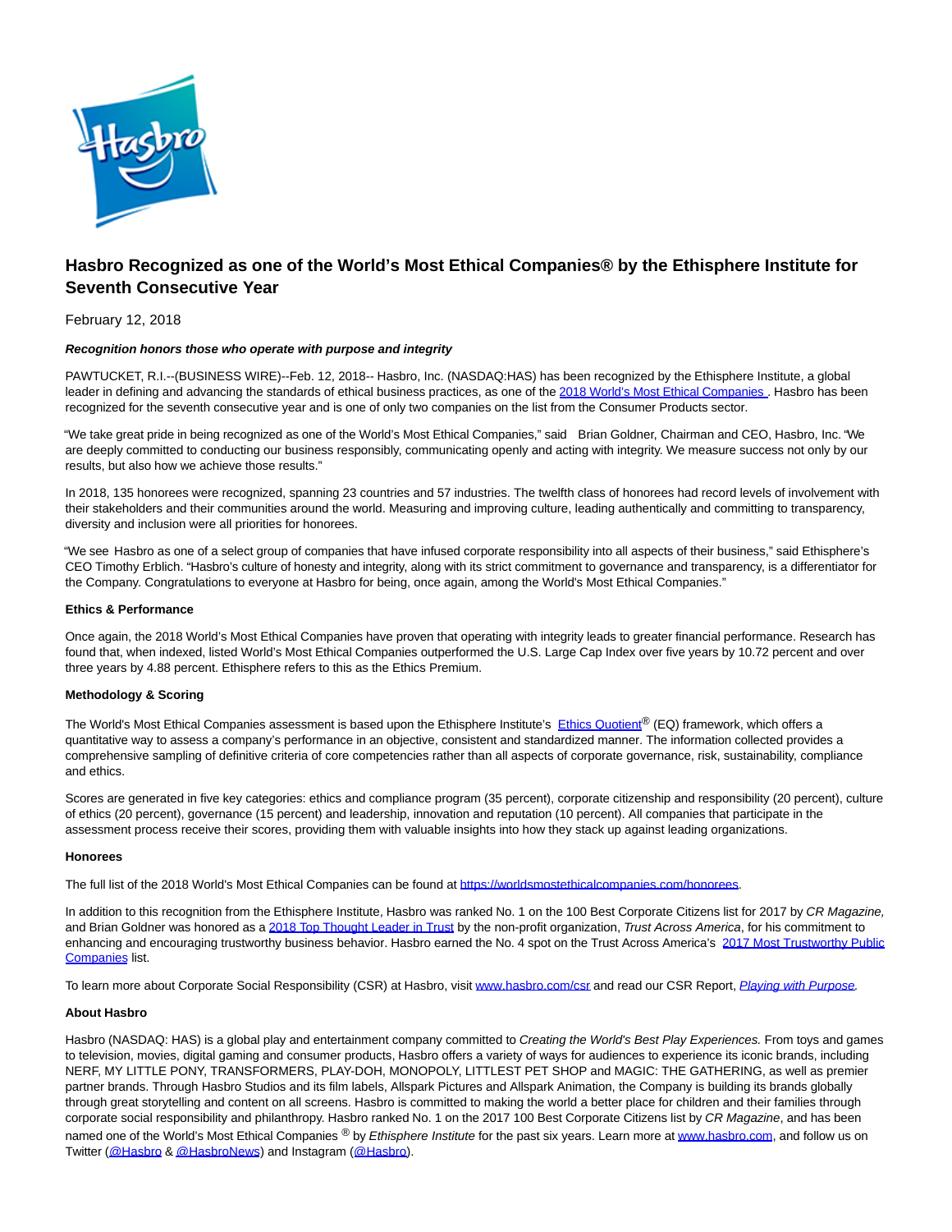# Hasbro Recognized as one of the World's Most Ethical Companies® by the Ethisphere Institute for Seventh Consecutive Year

February 12, 2018

***Recognition honors those who operate with purpose and integrity***

PAWTUCKET, R.I.--(BUSINESS WIRE)--Feb. 12, 2018-- Hasbro, Inc. (NASDAQ:HAS) has been recognized by the Ethisphere Institute, a global leader in defining and advancing the standards of ethical business practices, as one of the 2018 World's Most Ethical Companies . Hasbro has been recognized for the seventh consecutive year and is one of only two companies on the list from the Consumer Products sector.

"We take great pride in being recognized as one of the World's Most Ethical Companies," said Brian Goldner, Chairman and CEO, Hasbro, Inc. "We are deeply committed to conducting our business responsibly, communicating openly and acting with integrity. We measure success not only by our results, but also how we achieve those results."

In 2018, 135 honorees were recognized, spanning 23 countries and 57 industries. The twelfth class of honorees had record levels of involvement with their stakeholders and their communities around the world. Measuring and improving culture, leading authentically and committing to transparency, diversity and inclusion were all priorities for honorees.

"We see Hasbro as one of a select group of companies that have infused corporate responsibility into all aspects of their business," said Ethisphere's CEO Timothy Erblich. "Hasbro's culture of honesty and integrity, along with its strict commitment to governance and transparency, is a differentiator for the Company. Congratulations to everyone at Hasbro for being, once again, among the World's Most Ethical Companies."

**Ethics & Performance**

Once again, the 2018 World's Most Ethical Companies have proven that operating with integrity leads to greater financial performance. Research has found that, when indexed, listed World's Most Ethical Companies outperformed the U.S. Large Cap Index over five years by 10.72 percent and over three years by 4.88 percent. Ethisphere refers to this as the Ethics Premium.

**Methodology & Scoring**

The World's Most Ethical Companies assessment is based upon the Ethisphere Institute's Ethics Quotient® (EQ) framework, which offers a quantitative way to assess a company's performance in an objective, consistent and standardized manner. The information collected provides a comprehensive sampling of definitive criteria of core competencies rather than all aspects of corporate governance, risk, sustainability, compliance and ethics.

Scores are generated in five key categories: ethics and compliance program (35 percent), corporate citizenship and responsibility (20 percent), culture of ethics (20 percent), governance (15 percent) and leadership, innovation and reputation (10 percent). All companies that participate in the assessment process receive their scores, providing them with valuable insights into how they stack up against leading organizations.

**Honorees**

The full list of the 2018 World's Most Ethical Companies can be found at https://worldsmostethicalcompanies.com/honorees.

In addition to this recognition from the Ethisphere Institute, Hasbro was ranked No. 1 on the 100 Best Corporate Citizens list for 2017 by *CR Magazine,* and Brian Goldner was honored as a 2018 Top Thought Leader in Trust by the non-profit organization, *Trust Across America*, for his commitment to enhancing and encouraging trustworthy business behavior. Hasbro earned the No. 4 spot on the Trust Across America's 2017 Most Trustworthy Public Companies list.

To learn more about Corporate Social Responsibility (CSR) at Hasbro, visit www.hasbro.com/csr and read our CSR Report, *Playing with Purpose.*

**About Hasbro**

Hasbro (NASDAQ: HAS) is a global play and entertainment company committed to *Creating the World's Best Play Experiences.* From toys and games to television, movies, digital gaming and consumer products, Hasbro offers a variety of ways for audiences to experience its iconic brands, including NERF, MY LITTLE PONY, TRANSFORMERS, PLAY-DOH, MONOPOLY, LITTLEST PET SHOP and MAGIC: THE GATHERING, as well as premier partner brands. Through Hasbro Studios and its film labels, Allspark Pictures and Allspark Animation, the Company is building its brands globally through great storytelling and content on all screens. Hasbro is committed to making the world a better place for children and their families through corporate social responsibility and philanthropy. Hasbro ranked No. 1 on the 2017 100 Best Corporate Citizens list by *CR Magazine*, and has been named one of the World's Most Ethical Companies ® by *Ethisphere Institute* for the past six years. Learn more at www.hasbro.com, and follow us on Twitter (@Hasbro & @HasbroNews) and Instagram (@Hasbro).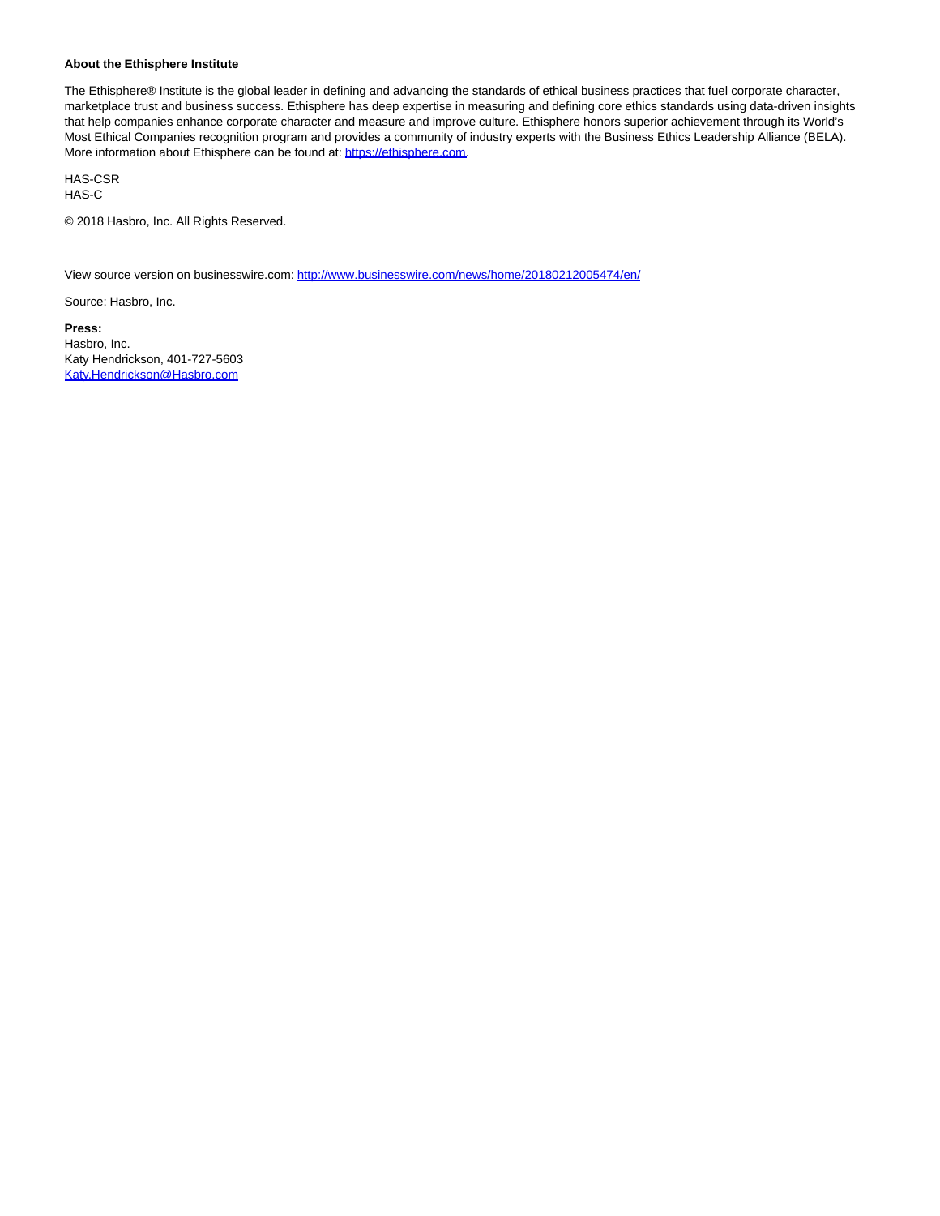**About the Ethisphere Institute**

The Ethisphere® Institute is the global leader in defining and advancing the standards of ethical business practices that fuel corporate character, marketplace trust and business success. Ethisphere has deep expertise in measuring and defining core ethics standards using data-driven insights that help companies enhance corporate character and measure and improve culture. Ethisphere honors superior achievement through its World's Most Ethical Companies recognition program and provides a community of industry experts with the Business Ethics Leadership Alliance (BELA). More information about Ethisphere can be found at: https://ethisphere.com.

HAS-CSR
HAS-C

© 2018 Hasbro, Inc. All Rights Reserved.

View source version on businesswire.com: http://www.businesswire.com/news/home/20180212005474/en/

Source: Hasbro, Inc.

**Press:**
Hasbro, Inc.
Katy Hendrickson, 401-727-5603
Katy.Hendrickson@Hasbro.com